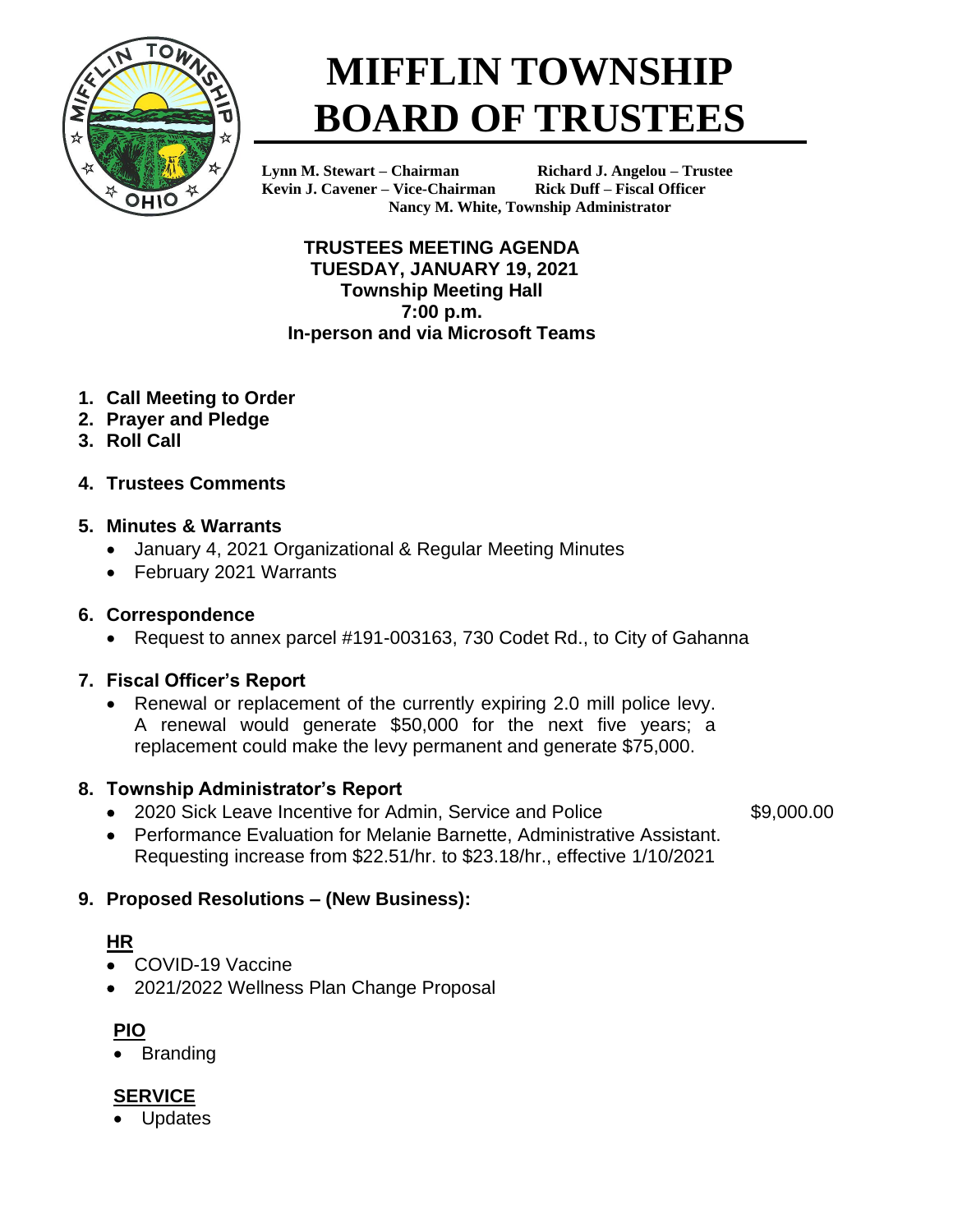# MIFFLIN TOWNSHIP BOARD OF TRUSTEES

**Lynn M. Stewart – Chairman** **Richard J. Angelou – Trustee**
**Kevin J. Cavener – Vice-Chairman** **Rick Duff – Fiscal Officer**
**Nancy M. White, Township Administrator**

**TRUSTEES MEETING AGENDA**
**TUESDAY, JANUARY 19, 2021**
**Township Meeting Hall**
**7:00 p.m.**
**In-person and via Microsoft Teams**

1. **Call Meeting to Order**
2. **Prayer and Pledge**
3. **Roll Call**

4. **Trustees Comments**

5. **Minutes & Warrants**
   - January 4, 2021 Organizational & Regular Meeting Minutes
   - February 2021 Warrants

6. **Correspondence**
   - Request to annex parcel #191-003163, 730 Codet Rd., to City of Gahanna

7. **Fiscal Officer's Report**
   - Renewal or replacement of the currently expiring 2.0 mill police levy. A renewal would generate $50,000 for the next five years; a replacement could make the levy permanent and generate $75,000.

8. **Township Administrator's Report**
   - 2020 Sick Leave Incentive for Admin, Service and Police $9,000.00
   - Performance Evaluation for Melanie Barnette, Administrative Assistant. Requesting increase from $22.51/hr. to $23.18/hr., effective 1/10/2021

9. **Proposed Resolutions – (New Business):**

   **HR**
   - COVID-19 Vaccine
   - 2021/2022 Wellness Plan Change Proposal

   **PIO**
   - Branding

   **SERVICE**
   - Updates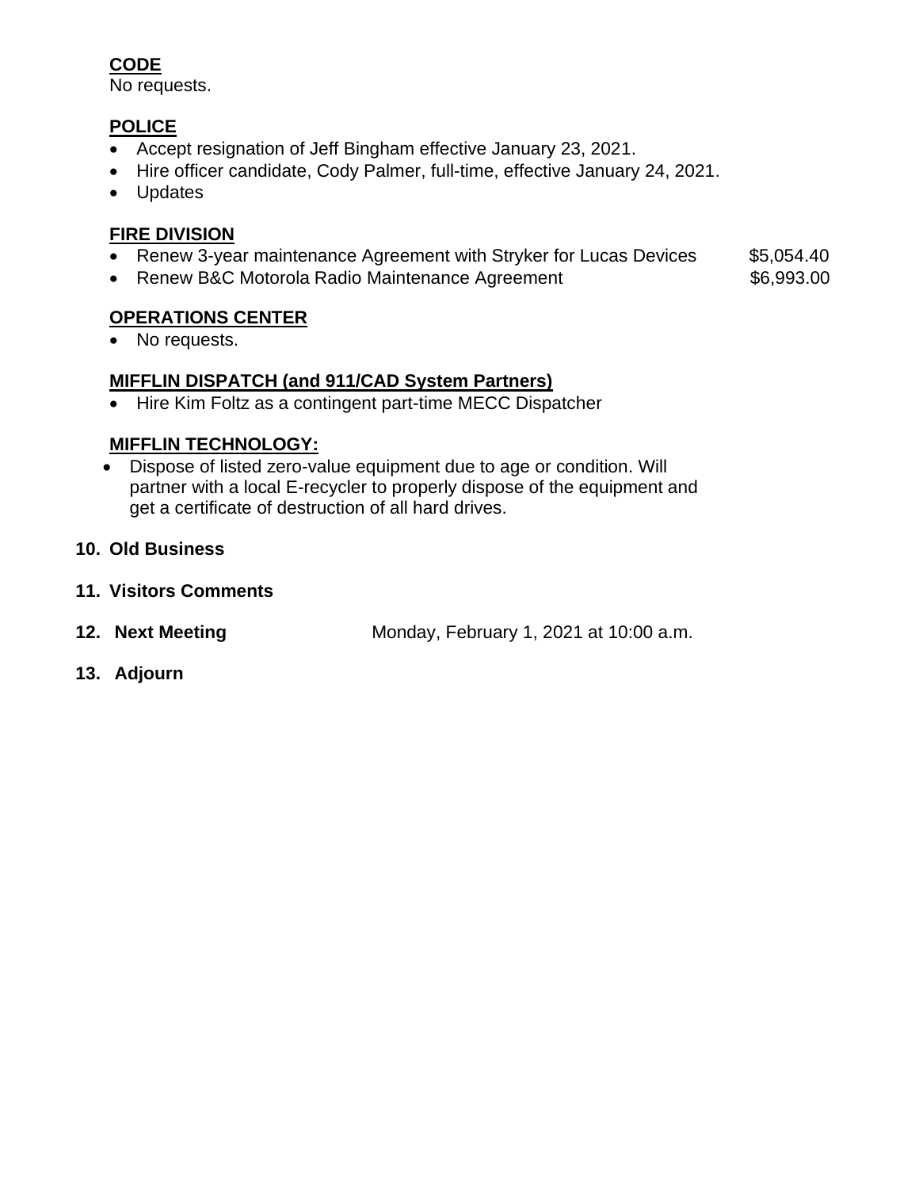**CODE**

No requests.

**POLICE**

- Accept resignation of Jeff Bingham effective January 23, 2021.
- Hire officer candidate, Cody Palmer, full-time, effective January 24, 2021.
- Updates

**FIRE DIVISION**

- Renew 3-year maintenance Agreement with Stryker for Lucas Devices $5,054.40
- Renew B&C Motorola Radio Maintenance Agreement $6,993.00

**OPERATIONS CENTER**

- No requests.

**MIFFLIN DISPATCH (and 911/CAD System Partners)**

- Hire Kim Foltz as a contingent part-time MECC Dispatcher

**MIFFLIN TECHNOLOGY:**

- Dispose of listed zero-value equipment due to age or condition. Will partner with a local E-recycler to properly dispose of the equipment and get a certificate of destruction of all hard drives.

**10. Old Business**

**11. Visitors Comments**

**12. Next Meeting** Monday, February 1, 2021 at 10:00 a.m.

**13. Adjourn**